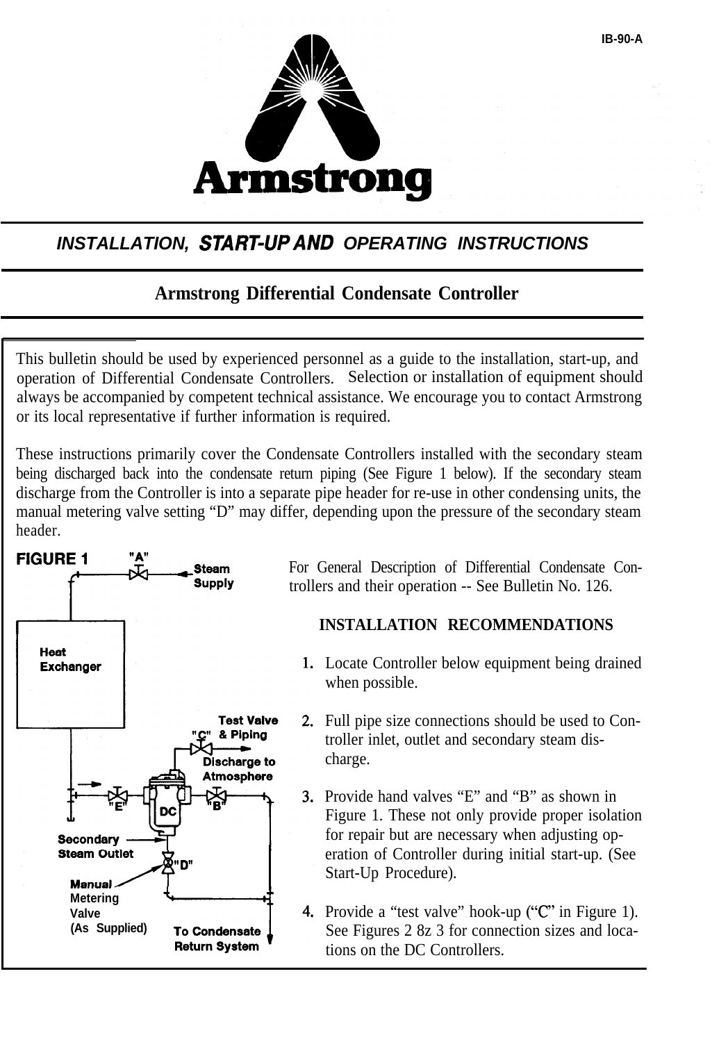# Armstrong

*INSTALLATION, START-UP AND OPERATING INSTRUCTIONS*

## Armstrong Differential Condensate Controller

This bulletin should be used by experienced personnel as a guide to the installation, start-up, and operation of Differential Condensate Controllers. Selection or installation of equipment should always be accompanied by competent technical assistance. We encourage you to contact Armstrong or its local representative if further information is required.

These instructions primarily cover the Condensate Controllers installed with the secondary steam being discharged back into the condensate return piping (See Figure 1 below). If the secondary steam discharge from the Controller is into a separate pipe header for re-use in other condensing units, the manual metering valve setting "D" may differ, depending upon the pressure of the secondary steam header.

**FIGURE 1**

"A" Steam Supply

Heat Exchanger

Test Valve "C" & Piping

Discharge to Atmosphere

"E" DC "B"

Secondary Steam Outlet

"D"

Manual Metering Valve (As Supplied)

To Condensate Return System

For General Description of Differential Condensate Controllers and their operation -- See Bulletin No. 126.

### INSTALLATION RECOMMENDATIONS

1. Locate Controller below equipment being drained when possible.
2. Full pipe size connections should be used to Controller inlet, outlet and secondary steam discharge.
3. Provide hand valves "E" and "B" as shown in Figure 1. These not only provide proper isolation for repair but are necessary when adjusting operation of Controller during initial start-up. (See Start-Up Procedure).
4. Provide a "test valve" hook-up ("C" in Figure 1). See Figures 2 8z 3 for connection sizes and locations on the DC Controllers.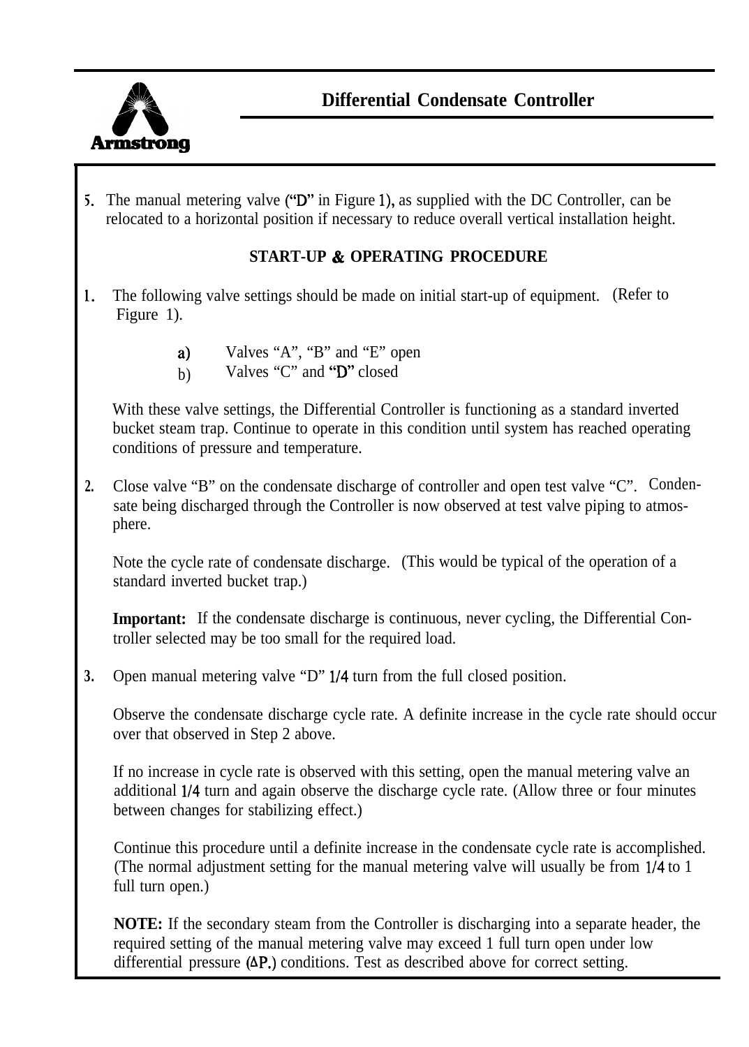5. The manual metering valve ("D" in Figure 1), as supplied with the DC Controller, can be relocated to a horizontal position if necessary to reduce overall vertical installation height.

## START-UP & OPERATING PROCEDURE

1. The following valve settings should be made on initial start-up of equipment. (Refer to Figure 1).

   a) Valves "A", "B" and "E" open
   
   b) Valves "C" and "D" closed

   With these valve settings, the Differential Controller is functioning as a standard inverted bucket steam trap. Continue to operate in this condition until system has reached operating conditions of pressure and temperature.

2. Close valve "B" on the condensate discharge of controller and open test valve "C". Condensate being discharged through the Controller is now observed at test valve piping to atmosphere.

   Note the cycle rate of condensate discharge. (This would be typical of the operation of a standard inverted bucket trap.)

   **Important:** If the condensate discharge is continuous, never cycling, the Differential Controller selected may be too small for the required load.

3. Open manual metering valve "D" 1/4 turn from the full closed position.

   Observe the condensate discharge cycle rate. A definite increase in the cycle rate should occur over that observed in Step 2 above.

   If no increase in cycle rate is observed with this setting, open the manual metering valve an additional 1/4 turn and again observe the discharge cycle rate. (Allow three or four minutes between changes for stabilizing effect.)

   Continue this procedure until a definite increase in the condensate cycle rate is accomplished. (The normal adjustment setting for the manual metering valve will usually be from 1/4 to 1 full turn open.)

   **NOTE:** If the secondary steam from the Controller is discharging into a separate header, the required setting of the manual metering valve may exceed 1 full turn open under low differential pressure ($\Delta P$.) conditions. Test as described above for correct setting.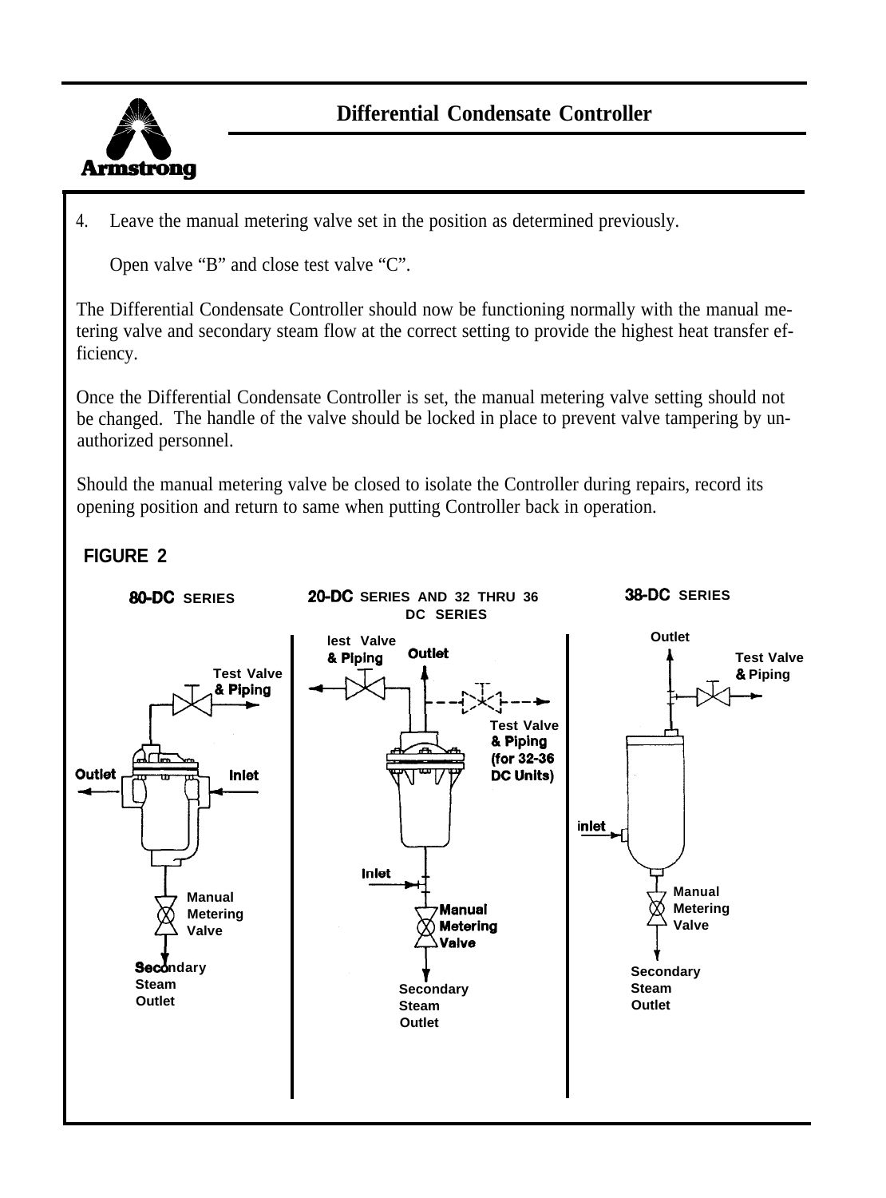# Differential Condensate Controller

4. Leave the manual metering valve set in the position as determined previously.

   Open valve "B" and close test valve "C".

The Differential Condensate Controller should now be functioning normally with the manual metering valve and secondary steam flow at the correct setting to provide the highest heat transfer efficiency.

Once the Differential Condensate Controller is set, the manual metering valve setting should not be changed. The handle of the valve should be locked in place to prevent valve tampering by unauthorized personnel.

Should the manual metering valve be closed to isolate the Controller during repairs, record its opening position and return to same when putting Controller back in operation.

**FIGURE 2**

**80-DC SERIES**

Test Valve & Piping

Outlet

Inlet

Manual Metering Valve

Secondary Steam Outlet

**20-DC SERIES AND 32 THRU 36 DC SERIES**

lest Valve & Piping

Outlet

Test Valve & Piping (for 32-36 DC Units)

Inlet

Manual Metering Valve

Secondary Steam Outlet

**38-DC SERIES**

Outlet

Test Valve & Piping

inlet

Manual Metering Valve

Secondary Steam Outlet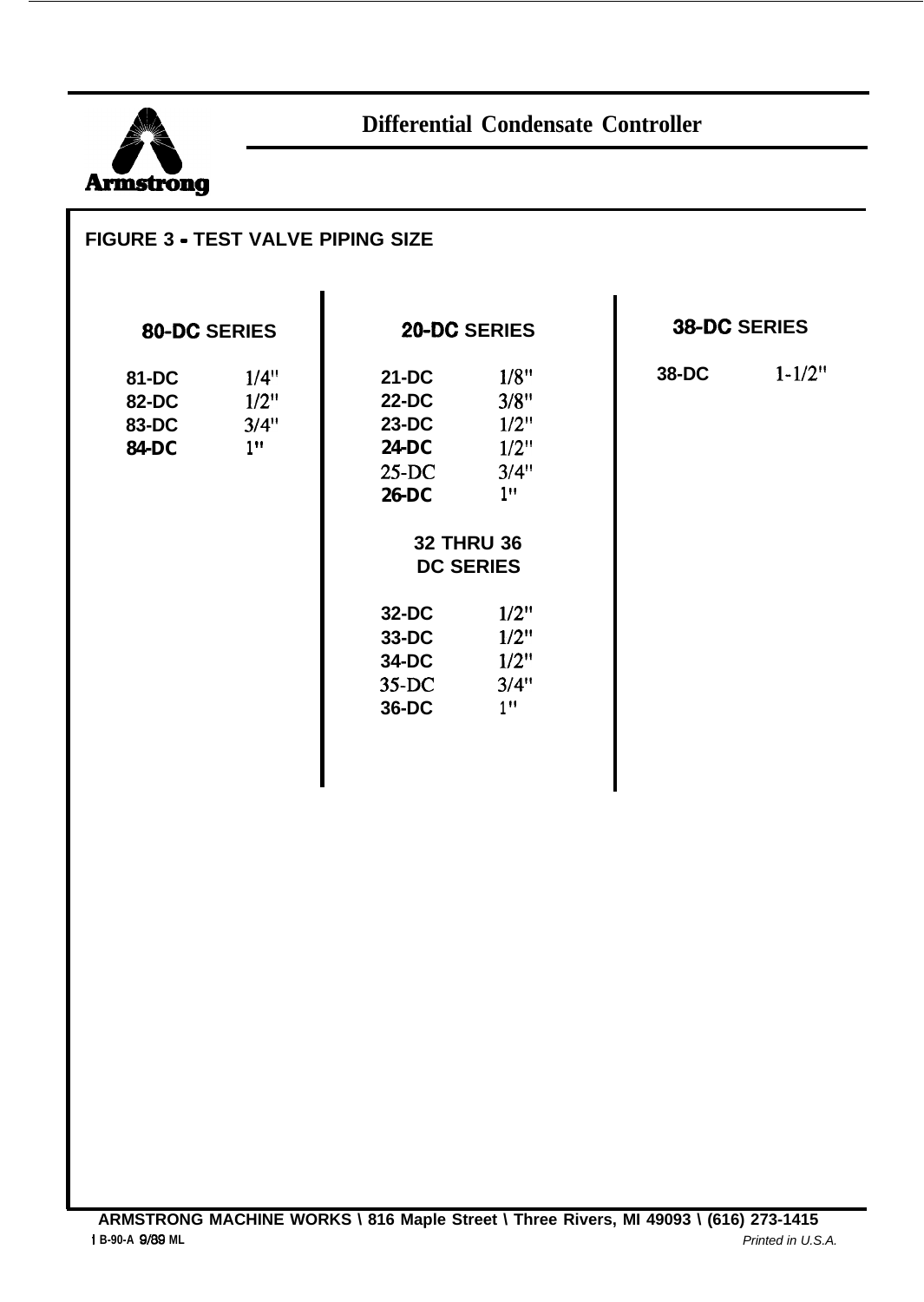# Differential Condensate Controller

## FIGURE 3 - TEST VALVE PIPING SIZE

### 80-DC SERIES

| | |
|---|---|
| 81-DC | 1/4" |
| 82-DC | 1/2" |
| 83-DC | 3/4" |
| 84-DC | 1" |

### 20-DC SERIES

| | |
|---|---|
| 21-DC | 1/8" |
| 22-DC | 3/8" |
| 23-DC | 1/2" |
| 24-DC | 1/2" |
| 25-DC | 3/4" |
| 26-DC | 1" |

### 32 THRU 36 DC SERIES

| | |
|---|---|
| 32-DC | 1/2" |
| 33-DC | 1/2" |
| 34-DC | 1/2" |
| 35-DC | 3/4" |
| 36-DC | 1" |

### 38-DC SERIES

| | |
|---|---|
| 38-DC | 1-1/2" |

ARMSTRONG MACHINE WORKS \ 816 Maple Street \ Three Rivers, MI 49093 \ (616) 273-1415

I B-90-A 9/89 ML

*Printed in U.S.A.*